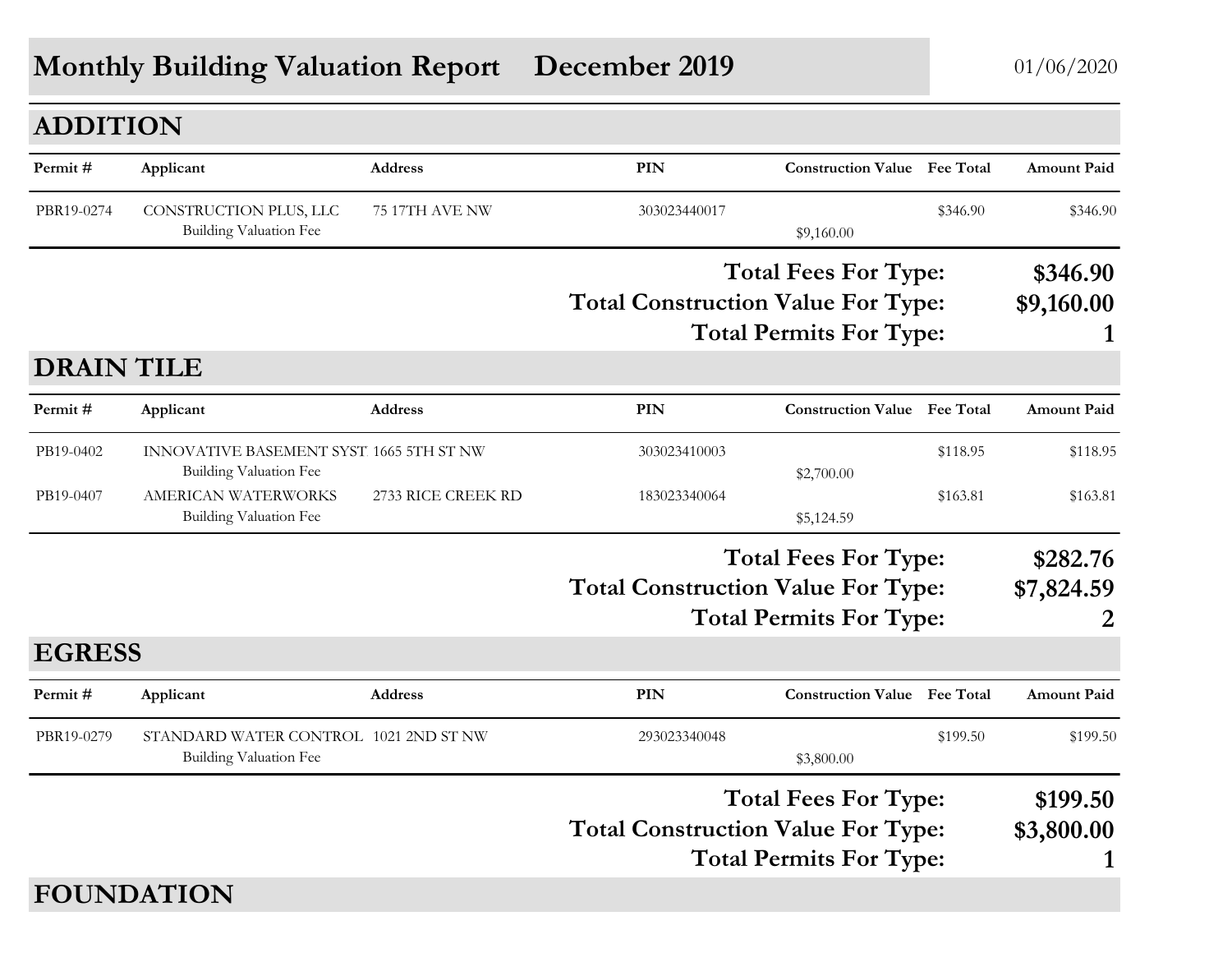# Monthly Building Valuation Report December 2019

01/06/2020

## ADDITION

| Permit # | Applicant | Address | PIN | Construction Value | Fee Total | Amount Paid |
|---|---|---|---|---|---|---|
| PBR19-0274 | CONSTRUCTION PLUS, LLC | 75 17TH AVE NW | 303023440017 | | $346.90 | $346.90 |
| | Building Valuation Fee | | | $9,160.00 | | |

**Total Fees For Type: $346.90**
**Total Construction Value For Type: $9,160.00**
**Total Permits For Type: 1**

## DRAIN TILE

| Permit # | Applicant | Address | PIN | Construction Value | Fee Total | Amount Paid |
|---|---|---|---|---|---|---|
| PB19-0402 | INNOVATIVE BASEMENT SYST | 1665 5TH ST NW | 303023410003 | | $118.95 | $118.95 |
| | Building Valuation Fee | | | $2,700.00 | | |
| PB19-0407 | AMERICAN WATERWORKS | 2733 RICE CREEK RD | 183023340064 | | $163.81 | $163.81 |
| | Building Valuation Fee | | | $5,124.59 | | |

**Total Fees For Type: $282.76**
**Total Construction Value For Type: $7,824.59**
**Total Permits For Type: 2**

## EGRESS

| Permit # | Applicant | Address | PIN | Construction Value | Fee Total | Amount Paid |
|---|---|---|---|---|---|---|
| PBR19-0279 | STANDARD WATER CONTROL | 1021 2ND ST NW | 293023340048 | | $199.50 | $199.50 |
| | Building Valuation Fee | | | $3,800.00 | | |

**Total Fees For Type: $199.50**
**Total Construction Value For Type: $3,800.00**
**Total Permits For Type: 1**

## FOUNDATION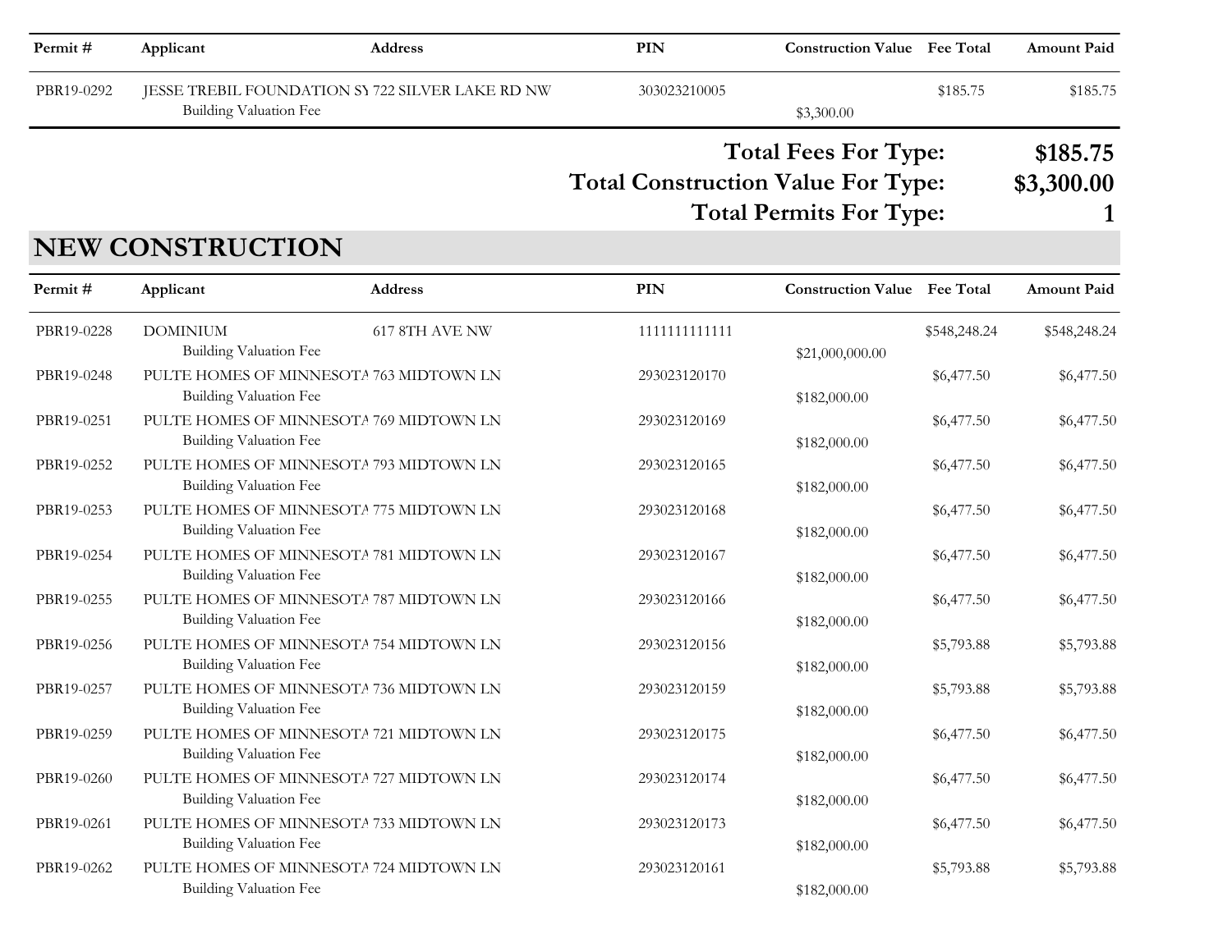| Permit # | Applicant | Address | PIN | Construction Value | Fee Total | Amount Paid |
|---|---|---|---|---|---|---|
| PBR19-0292 | JESSE TREBIL FOUNDATION SY | 722 SILVER LAKE RD NW | 303023210005 | | $185.75 | $185.75 |
| | Building Valuation Fee | | | $3,300.00 | | |

**Total Fees For Type: $185.75**

**Total Construction Value For Type: $3,300.00**

**Total Permits For Type: 1**

## NEW CONSTRUCTION

| Permit # | Applicant | Address | PIN | Construction Value | Fee Total | Amount Paid |
|---|---|---|---|---|---|---|
| PBR19-0228 | DOMINIUM | 617 8TH AVE NW | 1111111111111 | | $548,248.24 | $548,248.24 |
| | Building Valuation Fee | | | $21,000,000.00 | | |
| PBR19-0248 | PULTE HOMES OF MINNESOTA | 763 MIDTOWN LN | 293023120170 | | $6,477.50 | $6,477.50 |
| | Building Valuation Fee | | | $182,000.00 | | |
| PBR19-0251 | PULTE HOMES OF MINNESOTA | 769 MIDTOWN LN | 293023120169 | | $6,477.50 | $6,477.50 |
| | Building Valuation Fee | | | $182,000.00 | | |
| PBR19-0252 | PULTE HOMES OF MINNESOTA | 793 MIDTOWN LN | 293023120165 | | $6,477.50 | $6,477.50 |
| | Building Valuation Fee | | | $182,000.00 | | |
| PBR19-0253 | PULTE HOMES OF MINNESOTA | 775 MIDTOWN LN | 293023120168 | | $6,477.50 | $6,477.50 |
| | Building Valuation Fee | | | $182,000.00 | | |
| PBR19-0254 | PULTE HOMES OF MINNESOTA | 781 MIDTOWN LN | 293023120167 | | $6,477.50 | $6,477.50 |
| | Building Valuation Fee | | | $182,000.00 | | |
| PBR19-0255 | PULTE HOMES OF MINNESOTA | 787 MIDTOWN LN | 293023120166 | | $6,477.50 | $6,477.50 |
| | Building Valuation Fee | | | $182,000.00 | | |
| PBR19-0256 | PULTE HOMES OF MINNESOTA | 754 MIDTOWN LN | 293023120156 | | $5,793.88 | $5,793.88 |
| | Building Valuation Fee | | | $182,000.00 | | |
| PBR19-0257 | PULTE HOMES OF MINNESOTA | 736 MIDTOWN LN | 293023120159 | | $5,793.88 | $5,793.88 |
| | Building Valuation Fee | | | $182,000.00 | | |
| PBR19-0259 | PULTE HOMES OF MINNESOTA | 721 MIDTOWN LN | 293023120175 | | $6,477.50 | $6,477.50 |
| | Building Valuation Fee | | | $182,000.00 | | |
| PBR19-0260 | PULTE HOMES OF MINNESOTA | 727 MIDTOWN LN | 293023120174 | | $6,477.50 | $6,477.50 |
| | Building Valuation Fee | | | $182,000.00 | | |
| PBR19-0261 | PULTE HOMES OF MINNESOTA | 733 MIDTOWN LN | 293023120173 | | $6,477.50 | $6,477.50 |
| | Building Valuation Fee | | | $182,000.00 | | |
| PBR19-0262 | PULTE HOMES OF MINNESOTA | 724 MIDTOWN LN | 293023120161 | | $5,793.88 | $5,793.88 |
| | Building Valuation Fee | | | $182,000.00 | | |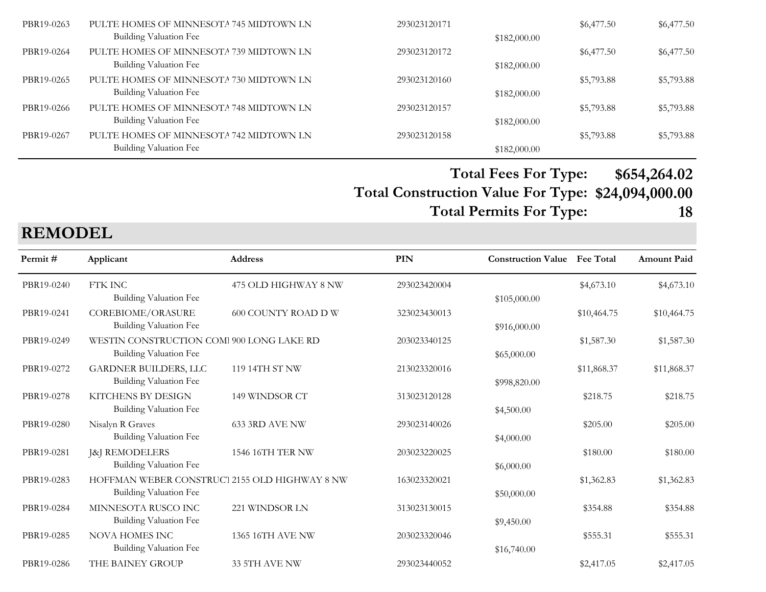| Permit # | Applicant | Address | PIN | Construction Value | Fee Total | Amount Paid |
|---|---|---|---|---|---|---|
| PBR19-0263 | PULTE HOMES OF MINNESOTA | 745 MIDTOWN LN | 293023120171 | | $6,477.50 | $6,477.50 |
| | Building Valuation Fee | | | $182,000.00 | | |
| PBR19-0264 | PULTE HOMES OF MINNESOTA | 739 MIDTOWN LN | 293023120172 | | $6,477.50 | $6,477.50 |
| | Building Valuation Fee | | | $182,000.00 | | |
| PBR19-0265 | PULTE HOMES OF MINNESOTA | 730 MIDTOWN LN | 293023120160 | | $5,793.88 | $5,793.88 |
| | Building Valuation Fee | | | $182,000.00 | | |
| PBR19-0266 | PULTE HOMES OF MINNESOTA | 748 MIDTOWN LN | 293023120157 | | $5,793.88 | $5,793.88 |
| | Building Valuation Fee | | | $182,000.00 | | |
| PBR19-0267 | PULTE HOMES OF MINNESOTA | 742 MIDTOWN LN | 293023120158 | | $5,793.88 | $5,793.88 |
| | Building Valuation Fee | | | $182,000.00 | | |

**Total Fees For Type: $654,264.02**

**Total Construction Value For Type: $24,094,000.00**

**Total Permits For Type: 18**

## REMODEL

| Permit # | Applicant | Address | PIN | Construction Value | Fee Total | Amount Paid |
|---|---|---|---|---|---|---|
| PBR19-0240 | FTK INC | 475 OLD HIGHWAY 8 NW | 293023420004 | | $4,673.10 | $4,673.10 |
| | Building Valuation Fee | | | $105,000.00 | | |
| PBR19-0241 | COREBIOME/ORASURE | 600 COUNTY ROAD D W | 323023430013 | | $10,464.75 | $10,464.75 |
| | Building Valuation Fee | | | $916,000.00 | | |
| PBR19-0249 | WESTIN CONSTRUCTION COM | 900 LONG LAKE RD | 203023340125 | | $1,587.30 | $1,587.30 |
| | Building Valuation Fee | | | $65,000.00 | | |
| PBR19-0272 | GARDNER BUILDERS, LLC | 119 14TH ST NW | 213023320016 | | $11,868.37 | $11,868.37 |
| | Building Valuation Fee | | | $998,820.00 | | |
| PBR19-0278 | KITCHENS BY DESIGN | 149 WINDSOR CT | 313023120128 | | $218.75 | $218.75 |
| | Building Valuation Fee | | | $4,500.00 | | |
| PBR19-0280 | Nisalyn R Graves | 633 3RD AVE NW | 293023140026 | | $205.00 | $205.00 |
| | Building Valuation Fee | | | $4,000.00 | | |
| PBR19-0281 | J&J REMODELERS | 1546 16TH TER NW | 203023220025 | | $180.00 | $180.00 |
| | Building Valuation Fee | | | $6,000.00 | | |
| PBR19-0283 | HOFFMAN WEBER CONSTRUCT | 2155 OLD HIGHWAY 8 NW | 163023320021 | | $1,362.83 | $1,362.83 |
| | Building Valuation Fee | | | $50,000.00 | | |
| PBR19-0284 | MINNESOTA RUSCO INC | 221 WINDSOR LN | 313023130015 | | $354.88 | $354.88 |
| | Building Valuation Fee | | | $9,450.00 | | |
| PBR19-0285 | NOVA HOMES INC | 1365 16TH AVE NW | 203023320046 | | $555.31 | $555.31 |
| | Building Valuation Fee | | | $16,740.00 | | |
| PBR19-0286 | THE BAINEY GROUP | 33 5TH AVE NW | 293023440052 | | $2,417.05 | $2,417.05 |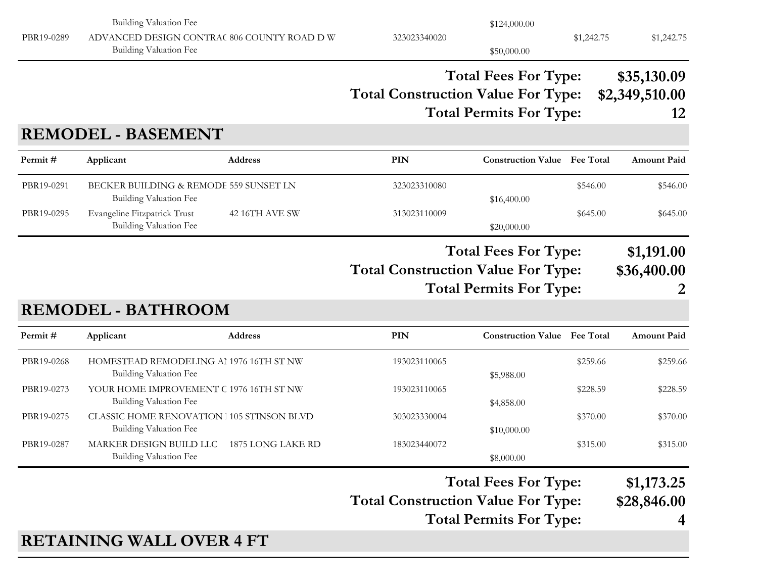| Permit # | Applicant | Address | PIN | Construction Value | Fee Total | Amount Paid |
|---|---|---|---|---|---|---|
| | Building Valuation Fee | | | $124,000.00 | | |
| PBR19-0289 | ADVANCED DESIGN CONTRA( | 806 COUNTY ROAD D W | 323023340020 | | $1,242.75 | $1,242.75 |
| | Building Valuation Fee | | | $50,000.00 | | |

**Total Fees For Type: $35,130.09**
**Total Construction Value For Type: $2,349,510.00**
**Total Permits For Type: 12**

## REMODEL - BASEMENT

| Permit # | Applicant | Address | PIN | Construction Value | Fee Total | Amount Paid |
|---|---|---|---|---|---|---|
| PBR19-0291 | BECKER BUILDING & REMODE | 559 SUNSET LN | 323023310080 | | $546.00 | $546.00 |
| | Building Valuation Fee | | | $16,400.00 | | |
| PBR19-0295 | Evangeline Fitzpatrick Trust | 42 16TH AVE SW | 313023110009 | | $645.00 | $645.00 |
| | Building Valuation Fee | | | $20,000.00 | | |

**Total Fees For Type: $1,191.00**
**Total Construction Value For Type: $36,400.00**
**Total Permits For Type: 2**

## REMODEL - BATHROOM

| Permit # | Applicant | Address | PIN | Construction Value | Fee Total | Amount Paid |
|---|---|---|---|---|---|---|
| PBR19-0268 | HOMESTEAD REMODELING AI | 1976 16TH ST NW | 193023110065 | | $259.66 | $259.66 |
| | Building Valuation Fee | | | $5,988.00 | | |
| PBR19-0273 | YOUR HOME IMPROVEMENT C | 1976 16TH ST NW | 193023110065 | | $228.59 | $228.59 |
| | Building Valuation Fee | | | $4,858.00 | | |
| PBR19-0275 | CLASSIC HOME RENOVATION | 105 STINSON BLVD | 303023330004 | | $370.00 | $370.00 |
| | Building Valuation Fee | | | $10,000.00 | | |
| PBR19-0287 | MARKER DESIGN BUILD LLC | 1875 LONG LAKE RD | 183023440072 | | $315.00 | $315.00 |
| | Building Valuation Fee | | | $8,000.00 | | |

**Total Fees For Type: $1,173.25**
**Total Construction Value For Type: $28,846.00**
**Total Permits For Type: 4**

## RETAINING WALL OVER 4 FT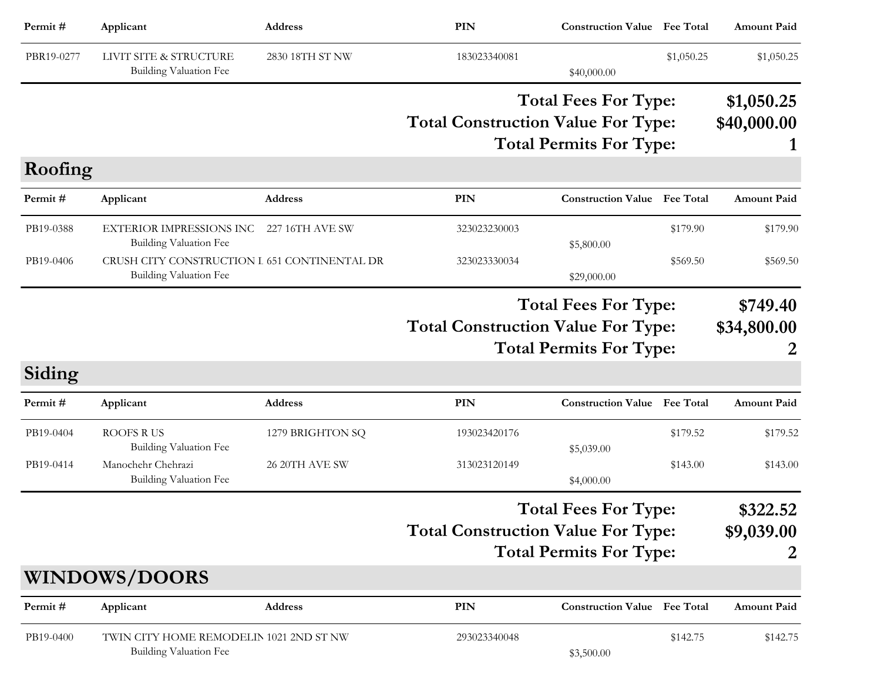| Permit # | Applicant | Address | PIN | Construction Value | Fee Total | Amount Paid |
|---|---|---|---|---|---|---|
| PBR19-0277 | LIVIT SITE & STRUCTURE | 2830 18TH ST NW | 183023340081 | | $1,050.25 | $1,050.25 |
| | Building Valuation Fee | | | $40,000.00 | | |

**Total Fees For Type: $1,050.25**

**Total Construction Value For Type: $40,000.00**

**Total Permits For Type: 1**

## Roofing

| Permit # | Applicant | Address | PIN | Construction Value | Fee Total | Amount Paid |
|---|---|---|---|---|---|---|
| PB19-0388 | EXTERIOR IMPRESSIONS INC | 227 16TH AVE SW | 323023230003 | | $179.90 | $179.90 |
| | Building Valuation Fee | | | $5,800.00 | | |
| PB19-0406 | CRUSH CITY CONSTRUCTION L | 651 CONTINENTAL DR | 323023330034 | | $569.50 | $569.50 |
| | Building Valuation Fee | | | $29,000.00 | | |

**Total Fees For Type: $749.40**

**Total Construction Value For Type: $34,800.00**

**Total Permits For Type: 2**

## Siding

| Permit # | Applicant | Address | PIN | Construction Value | Fee Total | Amount Paid |
|---|---|---|---|---|---|---|
| PB19-0404 | ROOFS R US | 1279 BRIGHTON SQ | 193023420176 | | $179.52 | $179.52 |
| | Building Valuation Fee | | | $5,039.00 | | |
| PB19-0414 | Manochehr Chehrazi | 26 20TH AVE SW | 313023120149 | | $143.00 | $143.00 |
| | Building Valuation Fee | | | $4,000.00 | | |

**Total Fees For Type: $322.52**

**Total Construction Value For Type: $9,039.00**

**Total Permits For Type: 2**

## WINDOWS/DOORS

| Permit # | Applicant | Address | PIN | Construction Value | Fee Total | Amount Paid |
|---|---|---|---|---|---|---|
| PB19-0400 | TWIN CITY HOME REMODELIN | 1021 2ND ST NW | 293023340048 | | $142.75 | $142.75 |
| | Building Valuation Fee | | | $3,500.00 | | |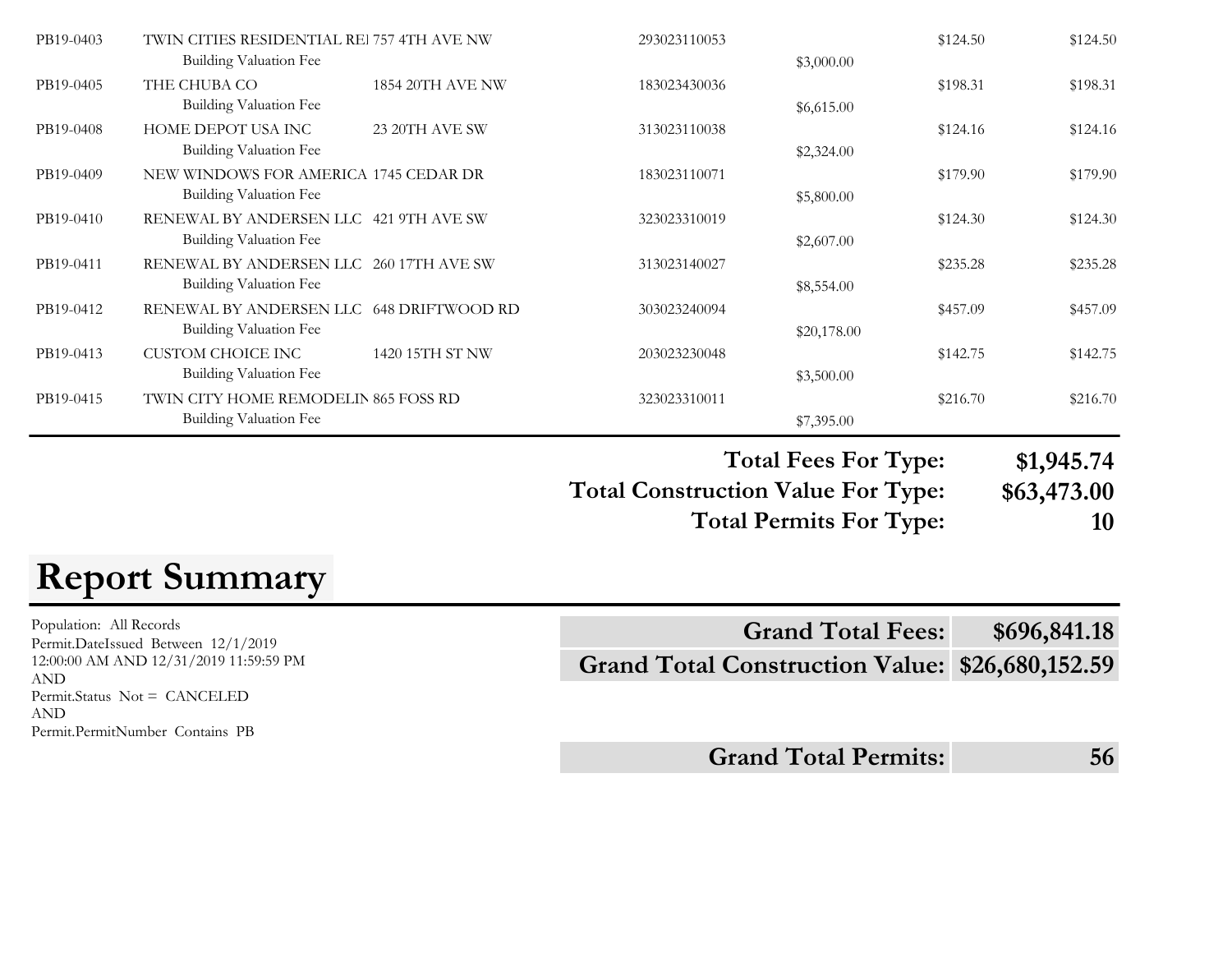| | | | | | | |
|---|---|---|---|---|---|---|
| PB19-0403 | TWIN CITIES RESIDENTIAL REI | 757 4TH AVE NW | 293023110053 | | $124.50 | $124.50 |
| | Building Valuation Fee | | | $3,000.00 | | |
| PB19-0405 | THE CHUBA CO | 1854 20TH AVE NW | 183023430036 | | $198.31 | $198.31 |
| | Building Valuation Fee | | | $6,615.00 | | |
| PB19-0408 | HOME DEPOT USA INC | 23 20TH AVE SW | 313023110038 | | $124.16 | $124.16 |
| | Building Valuation Fee | | | $2,324.00 | | |
| PB19-0409 | NEW WINDOWS FOR AMERICA | 1745 CEDAR DR | 183023110071 | | $179.90 | $179.90 |
| | Building Valuation Fee | | | $5,800.00 | | |
| PB19-0410 | RENEWAL BY ANDERSEN LLC | 421 9TH AVE SW | 323023310019 | | $124.30 | $124.30 |
| | Building Valuation Fee | | | $2,607.00 | | |
| PB19-0411 | RENEWAL BY ANDERSEN LLC | 260 17TH AVE SW | 313023140027 | | $235.28 | $235.28 |
| | Building Valuation Fee | | | $8,554.00 | | |
| PB19-0412 | RENEWAL BY ANDERSEN LLC | 648 DRIFTWOOD RD | 303023240094 | | $457.09 | $457.09 |
| | Building Valuation Fee | | | $20,178.00 | | |
| PB19-0413 | CUSTOM CHOICE INC | 1420 15TH ST NW | 203023230048 | | $142.75 | $142.75 |
| | Building Valuation Fee | | | $3,500.00 | | |
| PB19-0415 | TWIN CITY HOME REMODELIN | 865 FOSS RD | 323023310011 | | $216.70 | $216.70 |
| | Building Valuation Fee | | | $7,395.00 | | |

**Total Fees For Type: $1,945.74**

**Total Construction Value For Type: $63,473.00**

**Total Permits For Type: 10**

# Report Summary

Population: All Records
Permit.DateIssued Between 12/1/2019 12:00:00 AM AND 12/31/2019 11:59:59 PM
AND
Permit.Status Not = CANCELED
AND
Permit.PermitNumber Contains PB

| | |
|---|---|
| **Grand Total Fees:** | **$696,841.18** |
| **Grand Total Construction Value:** | **$26,680,152.59** |
| **Grand Total Permits:** | **56** |